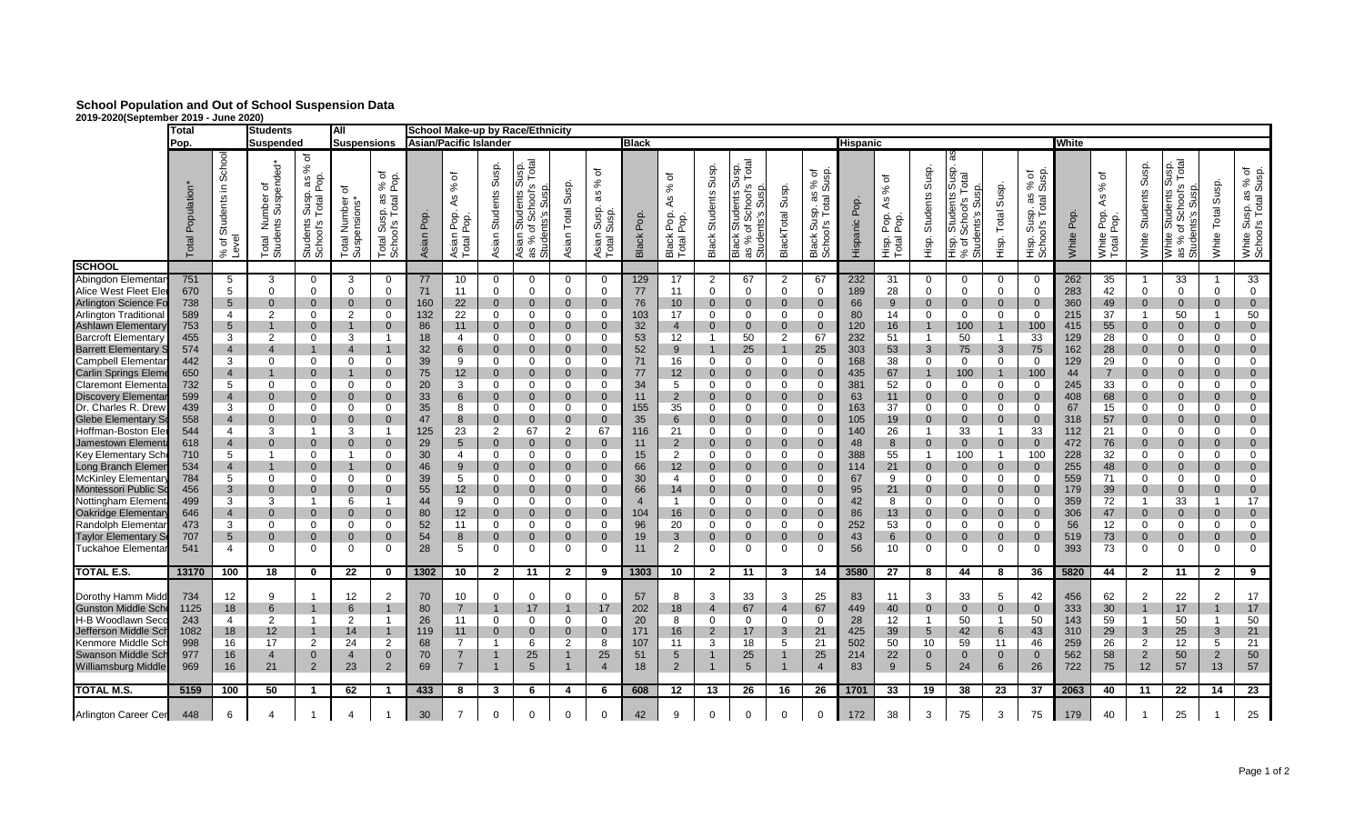# School Population and Out of School Suspension Data

**2019-2020(September 2019 - June 2020)**

| | Total Pop. | | Students Suspended | | All Suspensions | | School Make-up by Race/Ethnicity | | | | | | | | | | | | | | | | | | | | | | | |
|---|---|---|---|---|---|---|---|---|---|---|---|---|---|---|---|---|---|---|---|---|---|---|---|---|---|---|---|---|---|---|
| | | | | | | | Asian/Pacific Islander | | | | | | Black | | | | | | Hispanic | | | | | | White | | | | | |
| SCHOOL | Total Population* | % of Students in School Level | Total Number of Students Suspended* | Students Susp. as % of School's Total Pop. | Total Number of Suspensions* | Total Susp. as % of School's Total Pop. | Asian Pop. | Asian Pop. As % of Total Pop. | Asian Students Susp. | Asian Students Susp. as % of School's Total Students's Susp. | Asian Total Susp. | Asian Susp. as % of Total Susp. | Black Pop. | Black Pop. As % of Total Pop. | Black Students Susp. | Black Students Susp. as % of School's Total Students's Susp. | BlackTotal Susp. | Black Susp. as % of School's Total Susp. | Hispanic Pop. | Hisp. Pop. As % of Total Pop. | Hisp. Students Susp. | Hisp. Students Susp. as % of School's Total Students's Susp. | Hisp. Total Susp. | Hisp. Susp. as % of School's Total Susp. | White Pop. | White Pop. As % of Total Pop. | White Students Susp. | White Students Susp. as % of School's Total Students's Susp. | White Total Susp. | White Susp. as % of School's Total Susp. |
| Abingdon Elementar | 751 | 5 | 3 | 0 | 3 | 0 | 77 | 10 | 0 | 0 | 0 | 0 | 129 | 17 | 2 | 67 | 2 | 67 | 232 | 31 | 0 | 0 | 0 | 0 | 262 | 35 | 1 | 33 | 1 | 33 |
| Alice West Fleet Ele | 670 | 5 | 0 | 0 | 0 | 0 | 71 | 11 | 0 | 0 | 0 | 0 | 77 | 11 | 0 | 0 | 0 | 0 | 189 | 28 | 0 | 0 | 0 | 0 | 283 | 42 | 0 | 0 | 0 | 0 |
| Arlington Science Fo | 738 | 5 | 0 | 0 | 0 | 0 | 160 | 22 | 0 | 0 | 0 | 0 | 76 | 10 | 0 | 0 | 0 | 0 | 66 | 9 | 0 | 0 | 0 | 0 | 360 | 49 | 0 | 0 | 0 | 0 |
| Arlington Traditional | 589 | 4 | 2 | 0 | 2 | 0 | 132 | 22 | 0 | 0 | 0 | 0 | 103 | 17 | 0 | 0 | 0 | 0 | 80 | 14 | 0 | 0 | 0 | 0 | 215 | 37 | 1 | 50 | 1 | 50 |
| Ashlawn Elementary | 753 | 5 | 1 | 0 | 1 | 0 | 86 | 11 | 0 | 0 | 0 | 0 | 32 | 4 | 0 | 0 | 0 | 0 | 120 | 16 | 1 | 100 | 1 | 100 | 415 | 55 | 0 | 0 | 0 | 0 |
| Barcroft Elementary | 455 | 3 | 2 | 0 | 3 | 1 | 18 | 4 | 0 | 0 | 0 | 0 | 53 | 12 | 1 | 50 | 2 | 67 | 232 | 51 | 1 | 50 | 1 | 33 | 129 | 28 | 0 | 0 | 0 | 0 |
| Barrett Elementary S | 574 | 4 | 4 | 1 | 4 | 1 | 32 | 6 | 0 | 0 | 0 | 0 | 52 | 9 | 1 | 25 | 1 | 25 | 303 | 53 | 3 | 75 | 3 | 75 | 162 | 28 | 0 | 0 | 0 | 0 |
| Campbell Elementar | 442 | 3 | 0 | 0 | 0 | 0 | 39 | 9 | 0 | 0 | 0 | 0 | 71 | 16 | 0 | 0 | 0 | 0 | 168 | 38 | 0 | 0 | 0 | 0 | 129 | 29 | 0 | 0 | 0 | 0 |
| Carlin Springs Elem | 650 | 4 | 1 | 0 | 1 | 0 | 75 | 12 | 0 | 0 | 0 | 0 | 77 | 12 | 0 | 0 | 0 | 0 | 435 | 67 | 1 | 100 | 1 | 100 | 44 | 7 | 0 | 0 | 0 | 0 |
| Claremont Elementa | 732 | 5 | 0 | 0 | 0 | 0 | 20 | 3 | 0 | 0 | 0 | 0 | 34 | 5 | 0 | 0 | 0 | 0 | 381 | 52 | 0 | 0 | 0 | 0 | 245 | 33 | 0 | 0 | 0 | 0 |
| Discovery Elementar | 599 | 4 | 0 | 0 | 0 | 0 | 33 | 6 | 0 | 0 | 0 | 0 | 11 | 2 | 0 | 0 | 0 | 0 | 63 | 11 | 0 | 0 | 0 | 0 | 408 | 68 | 0 | 0 | 0 | 0 |
| Dr. Charles R. Drew | 439 | 3 | 0 | 0 | 0 | 0 | 35 | 8 | 0 | 0 | 0 | 0 | 155 | 35 | 0 | 0 | 0 | 0 | 163 | 37 | 0 | 0 | 0 | 0 | 67 | 15 | 0 | 0 | 0 | 0 |
| Glebe Elementary S | 558 | 4 | 0 | 0 | 0 | 0 | 47 | 8 | 0 | 0 | 0 | 0 | 35 | 6 | 0 | 0 | 0 | 0 | 105 | 19 | 0 | 0 | 0 | 0 | 318 | 57 | 0 | 0 | 0 | 0 |
| Hoffman-Boston Ele | 544 | 4 | 3 | 1 | 3 | 1 | 125 | 23 | 2 | 67 | 2 | 67 | 116 | 21 | 0 | 0 | 0 | 0 | 140 | 26 | 1 | 33 | 1 | 33 | 112 | 21 | 0 | 0 | 0 | 0 |
| Jamestown Element | 618 | 4 | 0 | 0 | 0 | 0 | 29 | 5 | 0 | 0 | 0 | 0 | 11 | 2 | 0 | 0 | 0 | 0 | 48 | 8 | 0 | 0 | 0 | 0 | 472 | 76 | 0 | 0 | 0 | 0 |
| Key Elementary Sch | 710 | 5 | 1 | 0 | 1 | 0 | 30 | 4 | 0 | 0 | 0 | 0 | 15 | 2 | 0 | 0 | 0 | 0 | 388 | 55 | 1 | 100 | 1 | 100 | 228 | 32 | 0 | 0 | 0 | 0 |
| Long Branch Elemer | 534 | 4 | 1 | 0 | 1 | 0 | 46 | 9 | 0 | 0 | 0 | 0 | 66 | 12 | 0 | 0 | 0 | 0 | 114 | 21 | 0 | 0 | 0 | 0 | 255 | 48 | 0 | 0 | 0 | 0 |
| McKinley Elementary | 784 | 5 | 0 | 0 | 0 | 0 | 39 | 5 | 0 | 0 | 0 | 0 | 30 | 4 | 0 | 0 | 0 | 0 | 67 | 9 | 0 | 0 | 0 | 0 | 559 | 71 | 0 | 0 | 0 | 0 |
| Montessori Public S | 456 | 3 | 0 | 0 | 0 | 0 | 55 | 12 | 0 | 0 | 0 | 0 | 66 | 14 | 0 | 0 | 0 | 0 | 95 | 21 | 0 | 0 | 0 | 0 | 179 | 39 | 0 | 0 | 0 | 0 |
| Nottingham Element | 499 | 3 | 3 | 1 | 6 | 1 | 44 | 9 | 0 | 0 | 0 | 0 | 4 | 1 | 0 | 0 | 0 | 0 | 42 | 8 | 0 | 0 | 0 | 0 | 359 | 72 | 1 | 33 | 1 | 17 |
| Oakridge Elementary | 646 | 4 | 0 | 0 | 0 | 0 | 80 | 12 | 0 | 0 | 0 | 0 | 104 | 16 | 0 | 0 | 0 | 0 | 86 | 13 | 0 | 0 | 0 | 0 | 306 | 47 | 0 | 0 | 0 | 0 |
| Randolph Elementar | 473 | 3 | 0 | 0 | 0 | 0 | 52 | 11 | 0 | 0 | 0 | 0 | 96 | 20 | 0 | 0 | 0 | 0 | 252 | 53 | 0 | 0 | 0 | 0 | 56 | 12 | 0 | 0 | 0 | 0 |
| Taylor Elementary S | 707 | 5 | 0 | 0 | 0 | 0 | 54 | 8 | 0 | 0 | 0 | 0 | 19 | 3 | 0 | 0 | 0 | 0 | 43 | 6 | 0 | 0 | 0 | 0 | 519 | 73 | 0 | 0 | 0 | 0 |
| Tuckahoe Elementar | 541 | 4 | 0 | 0 | 0 | 0 | 28 | 5 | 0 | 0 | 0 | 0 | 11 | 2 | 0 | 0 | 0 | 0 | 56 | 10 | 0 | 0 | 0 | 0 | 393 | 73 | 0 | 0 | 0 | 0 |
| **TOTAL E.S.** | **13170** | **100** | **18** | **0** | **22** | **0** | **1302** | **10** | **2** | **11** | **2** | **9** | **1303** | **10** | **2** | **11** | **3** | **14** | **3580** | **27** | **8** | **44** | **8** | **36** | **5820** | **44** | **2** | **11** | **2** | **9** |
| Dorothy Hamm Midd | 734 | 12 | 9 | 1 | 12 | 2 | 70 | 10 | 0 | 0 | 0 | 0 | 57 | 8 | 3 | 33 | 3 | 25 | 83 | 11 | 3 | 33 | 5 | 42 | 456 | 62 | 2 | 22 | 2 | 17 |
| Gunston Middle Sch | 1125 | 18 | 6 | 1 | 6 | 1 | 80 | 7 | 1 | 17 | 1 | 17 | 202 | 18 | 4 | 67 | 4 | 67 | 449 | 40 | 0 | 0 | 0 | 0 | 333 | 30 | 1 | 17 | 1 | 17 |
| H-B Woodlawn Seco | 243 | 4 | 2 | 1 | 2 | 1 | 26 | 11 | 0 | 0 | 0 | 0 | 20 | 8 | 0 | 0 | 0 | 0 | 28 | 12 | 1 | 50 | 1 | 50 | 143 | 59 | 1 | 50 | 1 | 50 |
| Jefferson Middle Sc | 1082 | 18 | 12 | 1 | 14 | 1 | 119 | 11 | 0 | 0 | 0 | 0 | 171 | 16 | 2 | 17 | 3 | 21 | 425 | 39 | 5 | 42 | 6 | 43 | 310 | 29 | 3 | 25 | 3 | 21 |
| Kenmore Middle Sch | 998 | 16 | 17 | 2 | 24 | 2 | 68 | 7 | 1 | 6 | 2 | 8 | 107 | 11 | 3 | 18 | 5 | 21 | 502 | 50 | 10 | 59 | 11 | 46 | 259 | 26 | 2 | 12 | 5 | 21 |
| Swanson Middle Sch | 977 | 16 | 4 | 0 | 4 | 0 | 70 | 7 | 1 | 25 | 1 | 25 | 51 | 5 | 1 | 25 | 1 | 25 | 214 | 22 | 0 | 0 | 0 | 0 | 562 | 58 | 2 | 50 | 2 | 50 |
| Williamsburg Middle | 969 | 16 | 21 | 2 | 23 | 2 | 69 | 7 | 1 | 5 | 1 | 4 | 18 | 2 | 1 | 5 | 1 | 4 | 83 | 9 | 5 | 24 | 6 | 26 | 722 | 75 | 12 | 57 | 13 | 57 |
| **TOTAL M.S.** | **5159** | **100** | **50** | **1** | **62** | **1** | **433** | **8** | **3** | **6** | **4** | **6** | **608** | **12** | **13** | **26** | **16** | **26** | **1701** | **33** | **19** | **38** | **23** | **37** | **2063** | **40** | **11** | **22** | **14** | **23** |
| Arlington Career Cer | 448 | 6 | 4 | 1 | 4 | 1 | 30 | 7 | 0 | 0 | 0 | 0 | 42 | 9 | 0 | 0 | 0 | 0 | 172 | 38 | 3 | 75 | 3 | 75 | 179 | 40 | 1 | 25 | 1 | 25 |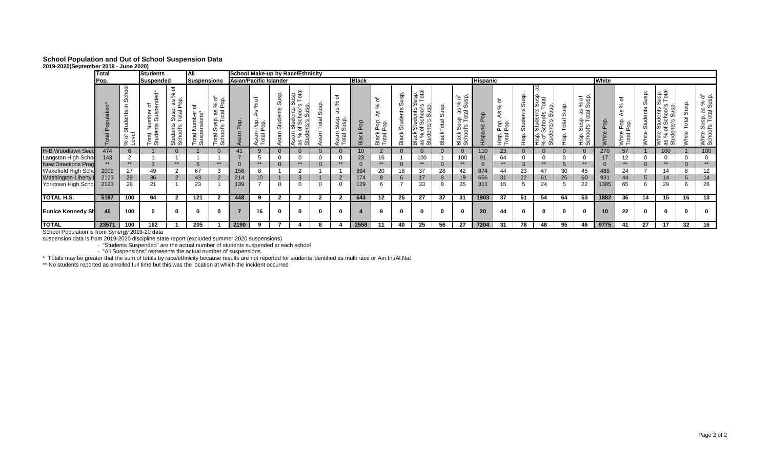## School Population and Out of School Suspension Data

**2019-2020(September 2019 - June 2020)**

| | Total Pop. | | Students Suspended | | All Suspensions | | School Make-up by Race/Ethnicity | | | | | | | | | | | | | | | | | | | | | | | |
|---|---|---|---|---|---|---|---|---|---|---|---|---|---|---|---|---|---|---|---|---|---|---|---|---|---|---|---|---|---|---|
| | | | | | | | Asian/Pacific Islander | | | | | | Black | | | | | | Hispanic | | | | | | White | | | | | |
| | Total Population* | % of Students in School Level | Total Number of Students Suspended* | Students Susp. as % of School's Total Pop. | Total Number of Suspensions* | Total Susp. as % of School's Total Pop. | Asian Pop. | Asian Pop. As % of Total Pop. | Asian Students Susp. | Asian Students Susp. as % of School's Total Students's Susp. | Asian Total Susp. | Asian Susp. as % of Total Susp. | Black Pop. | Black Pop. As % of Total Pop. | Black Students Susp. | Black Students Susp. as % of School's Total Students's Susp. | BlackTotal Susp. | Black Susp. as % of School's Total Susp. | Hispanic Pop. | Hisp. Pop. As % of Total Pop. | Hisp. Students Susp. | Hisp. Students Susp. as % of School's Total Students's Susp. | Hisp. Total Susp. | Hisp. Susp. as % of School's Total Susp. | White Pop. | White Pop. As % of Total Pop. | White Students Susp. | White Students Susp. as % of School's Total Students's Susp. | White Total Susp. | White Susp. as % of School's Total Susp. |
| H-B Woodlawn Seco | 474 | 6 | 1 | 0 | 1 | 0 | 41 | 9 | 0 | 0 | 0 | 0 | 10 | 2 | 0 | 0 | 0 | 0 | 110 | 23 | 0 | 0 | 0 | 0 | 270 | 57 | 1 | 100 | 1 | 100 |
| Langston High Scho | 143 | 2 | 1 | 1 | 1 | 1 | 7 | 5 | 0 | 0 | 0 | 0 | 23 | 16 | 1 | 100 | 1 | 100 | 91 | 64 | 0 | 0 | 0 | 0 | 17 | 12 | 0 | 0 | 0 | 0 |
| New Directions Prog | ** | ** | 3 | ** | 5 | ** | 0 | ** | 0 | ** | 0 | ** | 0 | ** | 0 | ** | 0 | ** | 0 | ** | 3 | ** | 5 | ** | 0 | ** | 0 | ** | 0 | ** |
| Wakefield High Scho | 2009 | 27 | 49 | 2 | 67 | 3 | 156 | 8 | 1 | 2 | 1 | 1 | 394 | 20 | 18 | 37 | 28 | 42 | 874 | 44 | 23 | 47 | 30 | 45 | 485 | 24 | 7 | 14 | 8 | 12 |
| Washington-Liberty | 2123 | 28 | 36 | 2 | 43 | 2 | 214 | 10 | 1 | 3 | 1 | 2 | 174 | 8 | 6 | 17 | 8 | 19 | 656 | 31 | 22 | 61 | 26 | 60 | 931 | 44 | 5 | 14 | 6 | 14 |
| Yorktown High Scho | 2123 | 28 | 21 | 1 | 23 | 1 | 139 | 7 | 0 | 0 | 0 | 0 | 129 | 6 | 7 | 33 | 8 | 35 | 311 | 15 | 5 | 24 | 5 | 22 | 1385 | 65 | 6 | 29 | 6 | 26 |
| **TOTAL H.S.** | **5197** | **100** | **94** | **2** | **121** | **2** | **448** | **9** | **2** | **2** | **2** | **2** | **643** | **12** | **25** | **27** | **37** | **31** | **1903** | **37** | **51** | **54** | **64** | **53** | **1882** | **36** | **14** | **15** | **16** | **13** |
| **Eunice Kennedy Sh** | **45** | **100** | **0** | **0** | **0** | **0** | **7** | **16** | **0** | **0** | **0** | **0** | **4** | **9** | **0** | **0** | **0** | **0** | **20** | **44** | **0** | **0** | **0** | **0** | **10** | **22** | **0** | **0** | **0** | **0** |
| **TOTAL** | **23571** | **100** | **162** | **1** | **205** | **1** | **2190** | **9** | **7** | **4** | **8** | **4** | **2558** | **11** | **40** | **25** | **56** | **27** | **7204** | **31** | **78** | **48** | **95** | **46** | **9775** | **41** | **27** | **17** | **32** | **16** |

School Population is from Synergy 2019-20 data

suspension data is from 2019-2020 discipline state report (excluded summer 2020 suspensions)

- "Students Suspended" are the actual number of students suspended at each school
- "All Suspensions" represents the actual number of suspensions

\* Totals may be greater that the sum of totals by race/ethnicity because results are not reported for students identified as multi race or Am.In./Al.Nat

** No students reported as enrolled full time but this was the location at which the incident occurred